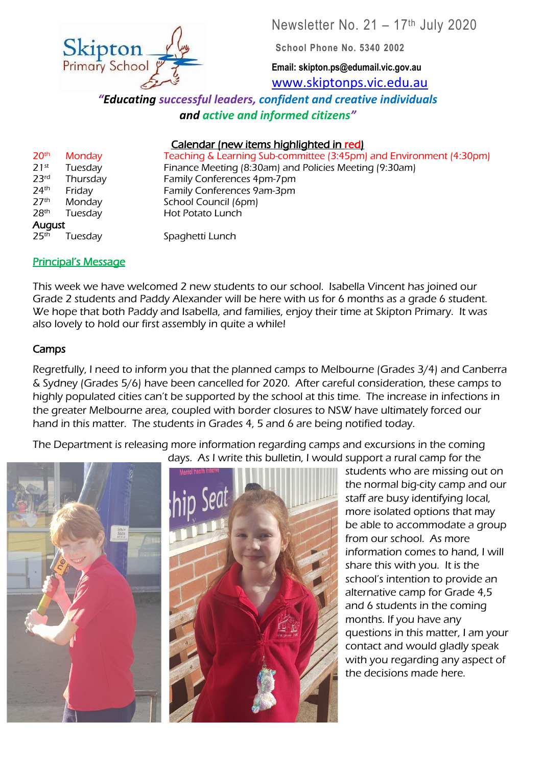Skipton Primary School

# Newsletter No. 21 – 17th July 2020

**School Phone No. 5340 2002**

**Email: skipton.ps@edumail.vic.gov.au**

www.skiptonps.vic.edu.au

***"Educating successful leaders, confident and creative individuals and active and informed citizens"***

## Calendar (new items highlighted in red)

| | | |
|---|---|---|
| 20th | Monday | Teaching & Learning Sub-committee (3:45pm) and Environment (4:30pm) |
| 21st | Tuesday | Finance Meeting (8:30am) and Policies Meeting (9:30am) |
| 23rd | Thursday | Family Conferences 4pm-7pm |
| 24th | Friday | Family Conferences 9am-3pm |
| 27th | Monday | School Council (6pm) |
| 28th | Tuesday | Hot Potato Lunch |
| **August** | | |
| 25th | Tuesday | Spaghetti Lunch |

## Principal's Message

This week we have welcomed 2 new students to our school. Isabella Vincent has joined our Grade 2 students and Paddy Alexander will be here with us for 6 months as a grade 6 student. We hope that both Paddy and Isabella, and families, enjoy their time at Skipton Primary. It was also lovely to hold our first assembly in quite a while!

### Camps

Regretfully, I need to inform you that the planned camps to Melbourne (Grades 3/4) and Canberra & Sydney (Grades 5/6) have been cancelled for 2020. After careful consideration, these camps to highly populated cities can't be supported by the school at this time. The increase in infections in the greater Melbourne area, coupled with border closures to NSW have ultimately forced our hand in this matter. The students in Grades 4, 5 and 6 are being notified today.

The Department is releasing more information regarding camps and excursions in the coming days. As I write this bulletin, I would support a rural camp for the students who are missing out on the normal big-city camp and our staff are busy identifying local, more isolated options that may be able to accommodate a group from our school. As more information comes to hand, I will share this with you. It is the school's intention to provide an alternative camp for Grade 4,5 and 6 students in the coming months. If you have any questions in this matter, I am your contact and would gladly speak with you regarding any aspect of the decisions made here.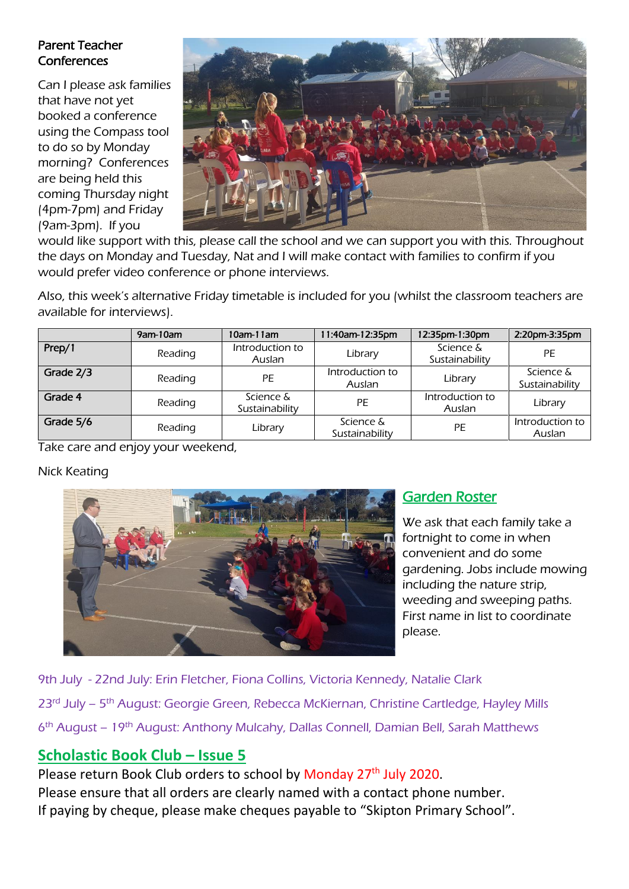## Parent Teacher Conferences

Can I please ask families that have not yet booked a conference using the Compass tool to do so by Monday morning? Conferences are being held this coming Thursday night (4pm-7pm) and Friday (9am-3pm). If you would like support with this, please call the school and we can support you with this. Throughout the days on Monday and Tuesday, Nat and I will make contact with families to confirm if you would prefer video conference or phone interviews.

Also, this week's alternative Friday timetable is included for you (whilst the classroom teachers are available for interviews).

| | 9am-10am | 10am-11am | 11:40am-12:35pm | 12:35pm-1:30pm | 2:20pm-3:35pm |
|---|---|---|---|---|---|
| **Prep/1** | Reading | Introduction to Auslan | Library | Science & Sustainability | PE |
| **Grade 2/3** | Reading | PE | Introduction to Auslan | Library | Science & Sustainability |
| **Grade 4** | Reading | Science & Sustainability | PE | Introduction to Auslan | Library |
| **Grade 5/6** | Reading | Library | Science & Sustainability | PE | Introduction to Auslan |

Take care and enjoy your weekend,

Nick Keating

## Garden Roster

We ask that each family take a fortnight to come in when convenient and do some gardening. Jobs include mowing including the nature strip, weeding and sweeping paths. First name in list to coordinate please.

9th July - 22nd July: Erin Fletcher, Fiona Collins, Victoria Kennedy, Natalie Clark

23rd July – 5th August: Georgie Green, Rebecca McKiernan, Christine Cartledge, Hayley Mills

6th August – 19th August: Anthony Mulcahy, Dallas Connell, Damian Bell, Sarah Matthews

## Scholastic Book Club – Issue 5

Please return Book Club orders to school by Monday 27th July 2020.

Please ensure that all orders are clearly named with a contact phone number.

If paying by cheque, please make cheques payable to "Skipton Primary School".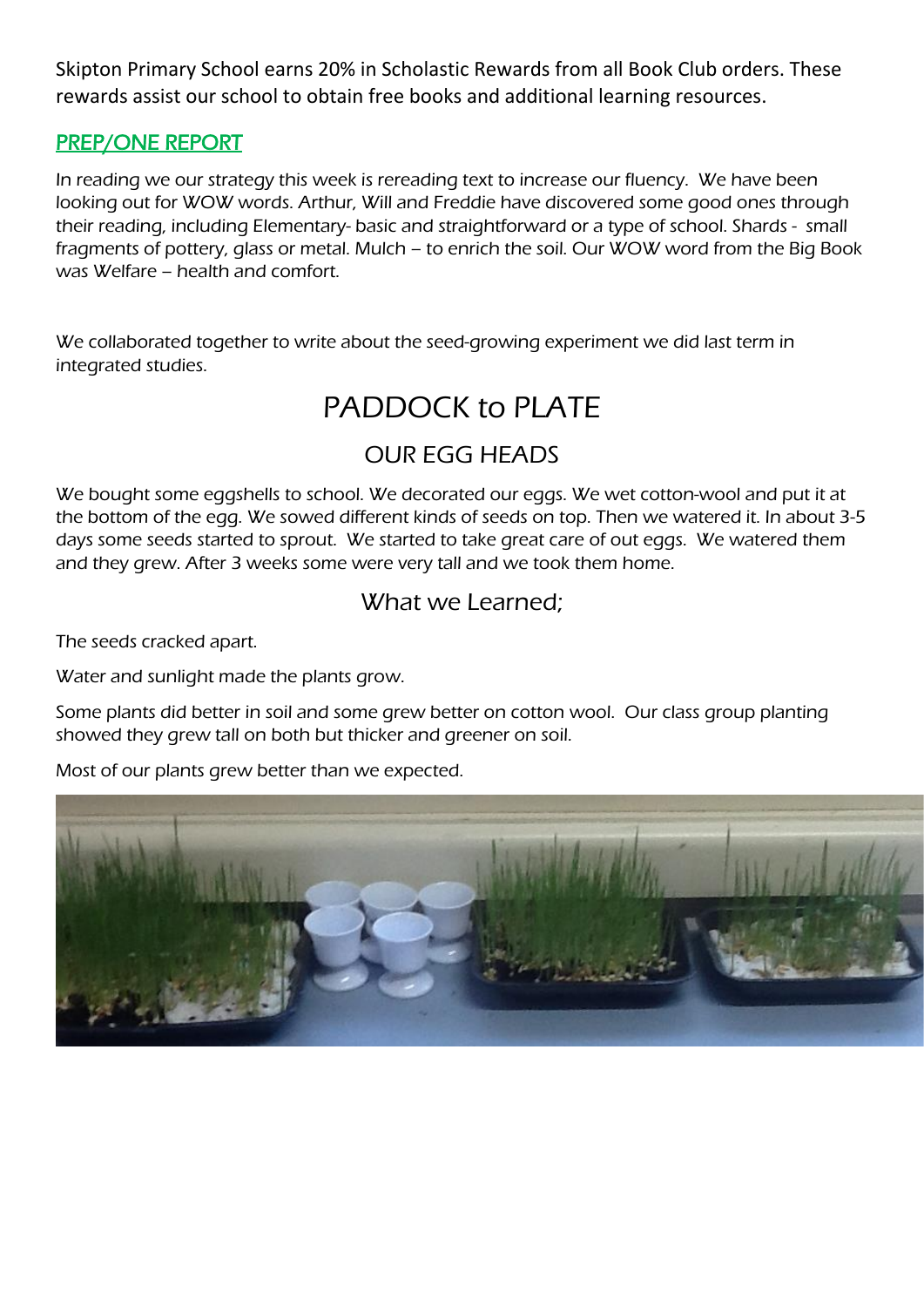Skipton Primary School earns 20% in Scholastic Rewards from all Book Club orders. These rewards assist our school to obtain free books and additional learning resources.

## PREP/ONE REPORT

In reading we our strategy this week is rereading text to increase our fluency. We have been looking out for WOW words. Arthur, Will and Freddie have discovered some good ones through their reading, including Elementary- basic and straightforward or a type of school. Shards - small fragments of pottery, glass or metal. Mulch – to enrich the soil. Our WOW word from the Big Book was Welfare – health and comfort.

We collaborated together to write about the seed-growing experiment we did last term in integrated studies.

# PADDOCK to PLATE

## OUR EGG HEADS

We bought some eggshells to school. We decorated our eggs. We wet cotton-wool and put it at the bottom of the egg. We sowed different kinds of seeds on top. Then we watered it. In about 3-5 days some seeds started to sprout. We started to take great care of out eggs. We watered them and they grew. After 3 weeks some were very tall and we took them home.

## What we Learned;

The seeds cracked apart.

Water and sunlight made the plants grow.

Some plants did better in soil and some grew better on cotton wool. Our class group planting showed they grew tall on both but thicker and greener on soil.

Most of our plants grew better than we expected.